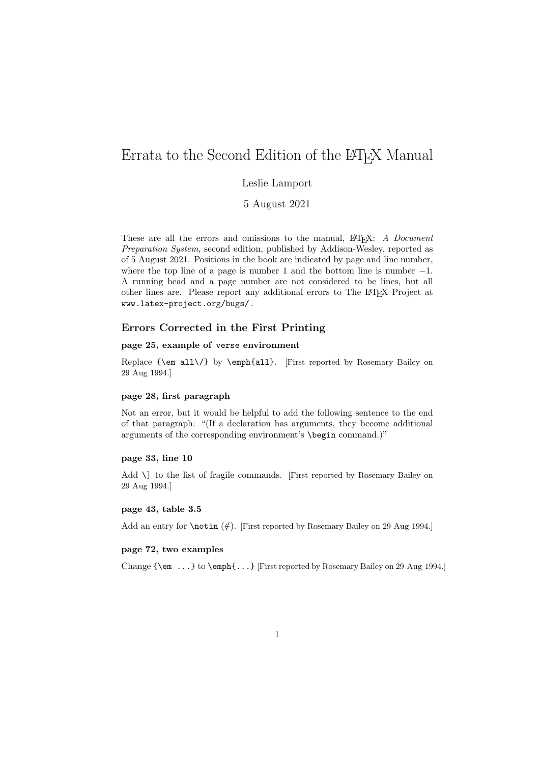# Errata to the Second Edition of the LaTeX Manual

Leslie Lamport

5 August 2021

These are all the errors and omissions to the manual, LaTeX: *A Document Preparation System*, second edition, published by Addison-Wesley, reported as of 5 August 2021. Positions in the book are indicated by page and line number, where the top line of a page is number 1 and the bottom line is number $-1$. A running head and a page number are not considered to be lines, but all other lines are. Please report any additional errors to The LaTeX Project at `www.latex-project.org/bugs/`.

## Errors Corrected in the First Printing

### page 25, example of `verse` environment

Replace `{\em all\/}` by `\emph{all}`. [First reported by Rosemary Bailey on 29 Aug 1994.]

### page 28, first paragraph

Not an error, but it would be helpful to add the following sentence to the end of that paragraph: "(If a declaration has arguments, they become additional arguments of the corresponding environment's `\begin` command.)"

### page 33, line 10

Add `\]` to the list of fragile commands. [First reported by Rosemary Bailey on 29 Aug 1994.]

### page 43, table 3.5

Add an entry for `\notin` ($\notin$). [First reported by Rosemary Bailey on 29 Aug 1994.]

### page 72, two examples

Change `{\em ...}` to `\emph{...}` [First reported by Rosemary Bailey on 29 Aug 1994.]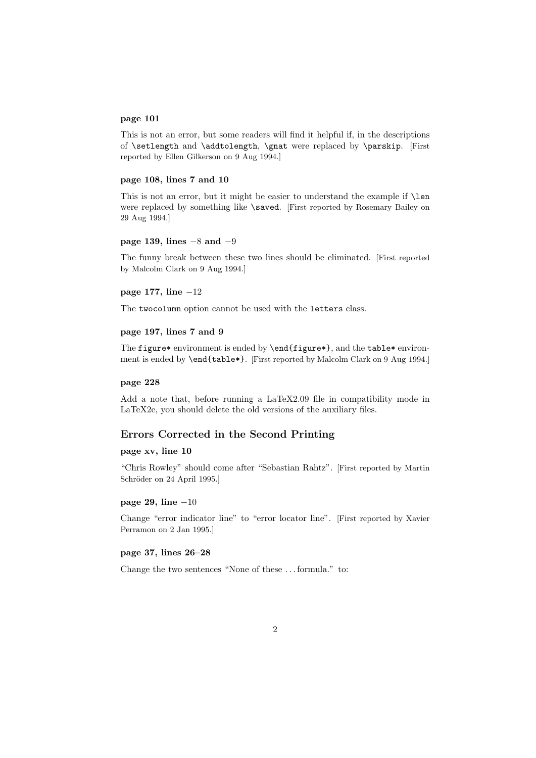#### page 101

This is not an error, but some readers will find it helpful if, in the descriptions of `\setlength` and `\addtolength`, `\gnat` were replaced by `\parskip`. [First reported by Ellen Gilkerson on 9 Aug 1994.]

#### page 108, lines 7 and 10

This is not an error, but it might be easier to understand the example if `\len` were replaced by something like `\saved`. [First reported by Rosemary Bailey on 29 Aug 1994.]

#### page 139, lines $-8$ and $-9$

The funny break between these two lines should be eliminated. [First reported by Malcolm Clark on 9 Aug 1994.]

#### page 177, line $-12$

The `twocolumn` option cannot be used with the `letters` class.

#### page 197, lines 7 and 9

The `figure*` environment is ended by `\end{figure*}`, and the `table*` environment is ended by `\end{table*}`. [First reported by Malcolm Clark on 9 Aug 1994.]

#### page 228

Add a note that, before running a LaTeX2.09 file in compatibility mode in LaTeX2e, you should delete the old versions of the auxiliary files.

### Errors Corrected in the Second Printing

#### page xv, line 10

"Chris Rowley" should come after "Sebastian Rahtz". [First reported by Martin Schröder on 24 April 1995.]

#### page 29, line $-10$

Change "error indicator line" to "error locator line". [First reported by Xavier Perramon on 2 Jan 1995.]

#### page 37, lines 26–28

Change the two sentences "None of these ... formula." to: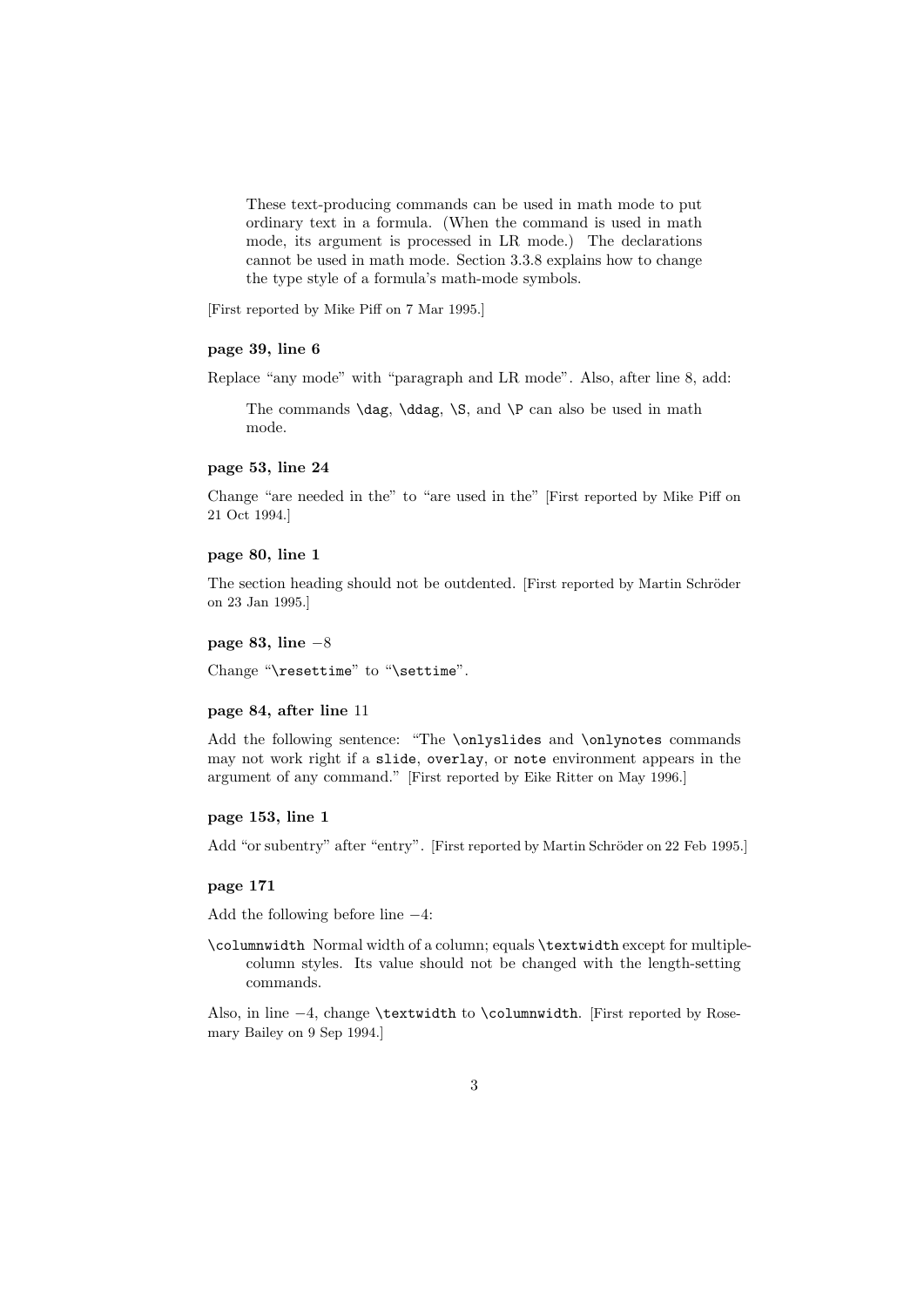> These text-producing commands can be used in math mode to put ordinary text in a formula. (When the command is used in math mode, its argument is processed in LR mode.) The declarations cannot be used in math mode. Section 3.3.8 explains how to change the type style of a formula's math-mode symbols.

[First reported by Mike Piff on 7 Mar 1995.]

### page 39, line 6

Replace "any mode" with "paragraph and LR mode". Also, after line 8, add:

> The commands `\dag`, `\ddag`, `\S`, and `\P` can also be used in math mode.

### page 53, line 24

Change "are needed in the" to "are used in the" [First reported by Mike Piff on 21 Oct 1994.]

### page 80, line 1

The section heading should not be outdented. [First reported by Martin Schröder on 23 Jan 1995.]

### page 83, line −8

Change "`\resettime`" to "`\settime`".

### page 84, after line 11

Add the following sentence: "The `\onlyslides` and `\onlynotes` commands may not work right if a `slide`, `overlay`, or `note` environment appears in the argument of any command." [First reported by Eike Ritter on May 1996.]

### page 153, line 1

Add "or subentry" after "entry". [First reported by Martin Schröder on 22 Feb 1995.]

### page 171

Add the following before line −4:

`\columnwidth` Normal width of a column; equals `\textwidth` except for multiple-column styles. Its value should not be changed with the length-setting commands.

Also, in line −4, change `\textwidth` to `\columnwidth`. [First reported by Rosemary Bailey on 9 Sep 1994.]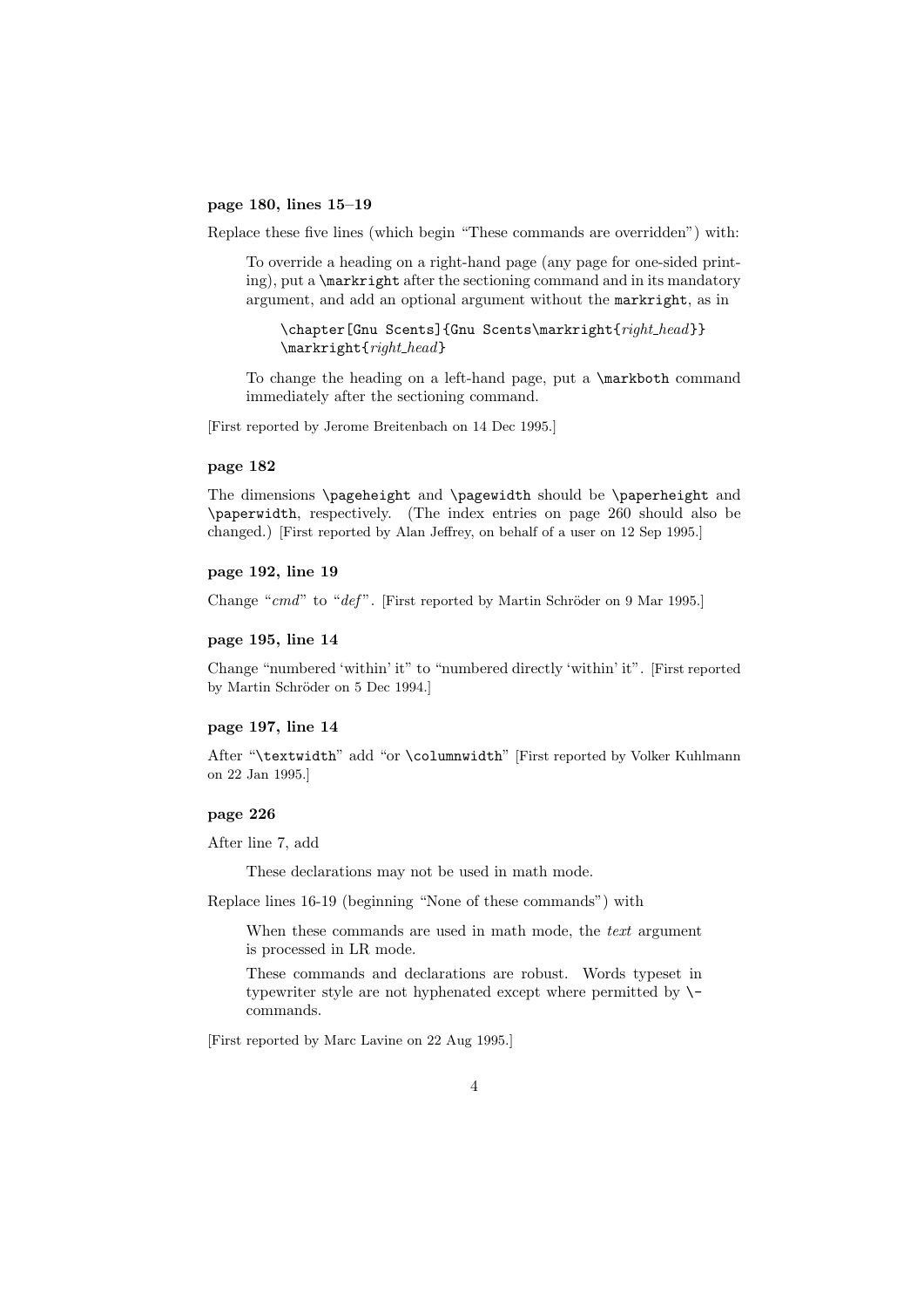**page 180, lines 15–19**

Replace these five lines (which begin "These commands are overridden") with:

> To override a heading on a right-hand page (any page for one-sided printing), put a `\markright` after the sectioning command and in its mandatory argument, and add an optional argument without the `markright`, as in
>
> `\chapter[Gnu Scents]{Gnu Scents\markright{`*right_head*`}}`
> `\markright{`*right_head*`}`
>
> To change the heading on a left-hand page, put a `\markboth` command immediately after the sectioning command.

[First reported by Jerome Breitenbach on 14 Dec 1995.]

**page 182**

The dimensions `\pageheight` and `\pagewidth` should be `\paperheight` and `\paperwidth`, respectively. (The index entries on page 260 should also be changed.) [First reported by Alan Jeffrey, on behalf of a user on 12 Sep 1995.]

**page 192, line 19**

Change "*cmd*" to "*def*". [First reported by Martin Schröder on 9 Mar 1995.]

**page 195, line 14**

Change "numbered 'within' it" to "numbered directly 'within' it". [First reported by Martin Schröder on 5 Dec 1994.]

**page 197, line 14**

After "`\textwidth`" add "or `\columnwidth`" [First reported by Volker Kuhlmann on 22 Jan 1995.]

**page 226**

After line 7, add

> These declarations may not be used in math mode.

Replace lines 16-19 (beginning "None of these commands") with

> When these commands are used in math mode, the *text* argument is processed in LR mode.
>
> These commands and declarations are robust. Words typeset in typewriter style are not hyphenated except where permitted by `\-` commands.

[First reported by Marc Lavine on 22 Aug 1995.]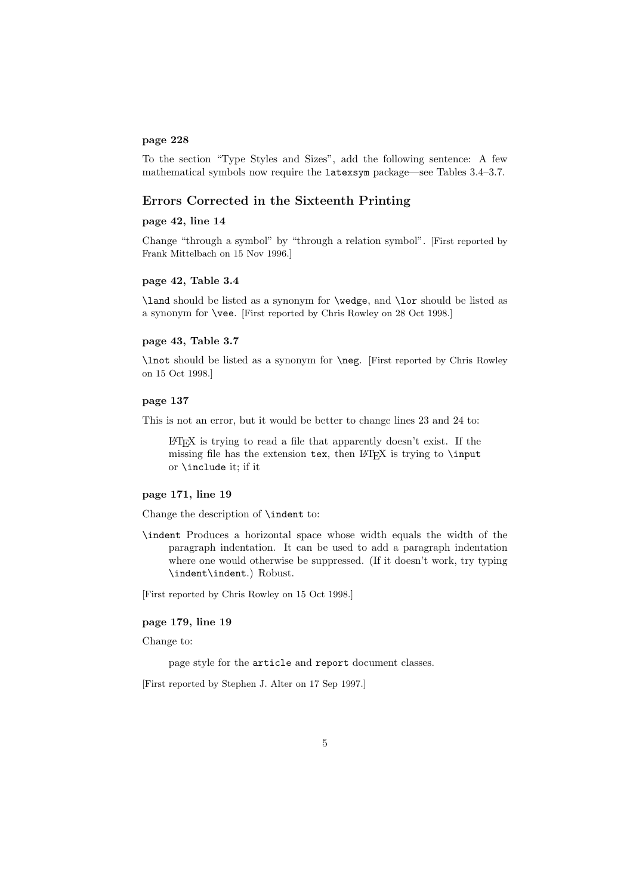**page 228**

To the section "Type Styles and Sizes", add the following sentence: A few mathematical symbols now require the `latexsym` package—see Tables 3.4–3.7.

## Errors Corrected in the Sixteenth Printing

**page 42, line 14**

Change "through a symbol" by "through a relation symbol". [First reported by Frank Mittelbach on 15 Nov 1996.]

**page 42, Table 3.4**

`\land` should be listed as a synonym for `\wedge`, and `\lor` should be listed as a synonym for `\vee`. [First reported by Chris Rowley on 28 Oct 1998.]

**page 43, Table 3.7**

`\lnot` should be listed as a synonym for `\neg`. [First reported by Chris Rowley on 15 Oct 1998.]

**page 137**

This is not an error, but it would be better to change lines 23 and 24 to:

> LaTeX is trying to read a file that apparently doesn't exist. If the missing file has the extension `tex`, then LaTeX is trying to `\input` or `\include` it; if it

**page 171, line 19**

Change the description of `\indent` to:

`\indent` Produces a horizontal space whose width equals the width of the paragraph indentation. It can be used to add a paragraph indentation where one would otherwise be suppressed. (If it doesn't work, try typing `\indent\indent`.) Robust.

[First reported by Chris Rowley on 15 Oct 1998.]

**page 179, line 19**

Change to:

> page style for the `article` and `report` document classes.

[First reported by Stephen J. Alter on 17 Sep 1997.]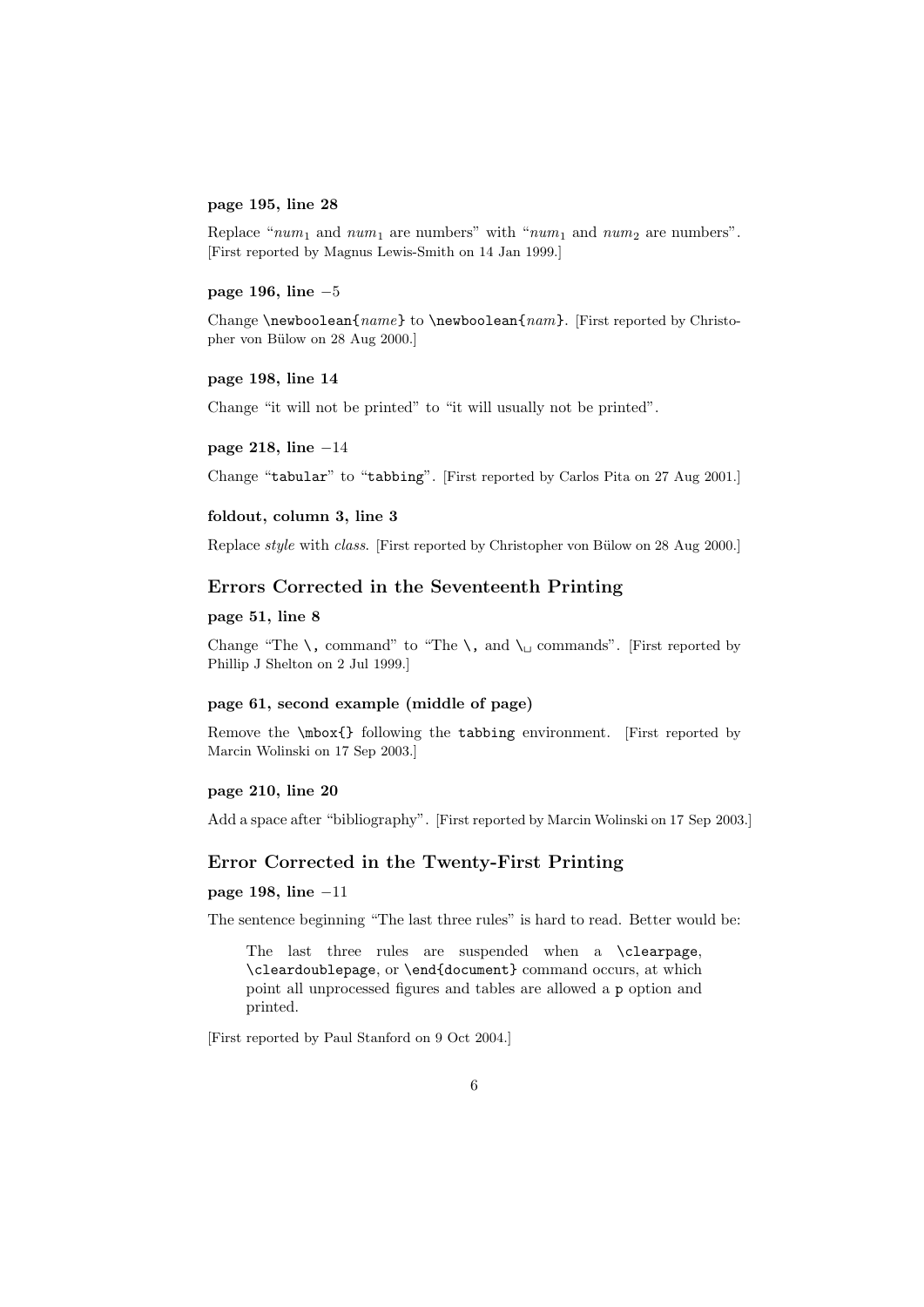**page 195, line 28**

Replace "$num_1$ and $num_1$ are numbers" with "$num_1$ and $num_2$ are numbers". [First reported by Magnus Lewis-Smith on 14 Jan 1999.]

**page 196, line −5**

Change `\newboolean{`*name*`}` to `\newboolean{`*nam*`}`. [First reported by Christopher von Bülow on 28 Aug 2000.]

**page 198, line 14**

Change "it will not be printed" to "it will usually not be printed".

**page 218, line −14**

Change "`tabular`" to "`tabbing`". [First reported by Carlos Pita on 27 Aug 2001.]

**foldout, column 3, line 3**

Replace *style* with *class*. [First reported by Christopher von Bülow on 28 Aug 2000.]

## Errors Corrected in the Seventeenth Printing

**page 51, line 8**

Change "The `\,` command" to "The `\,` and `\␣` commands". [First reported by Phillip J Shelton on 2 Jul 1999.]

**page 61, second example (middle of page)**

Remove the `\mbox{}` following the `tabbing` environment. [First reported by Marcin Wolinski on 17 Sep 2003.]

**page 210, line 20**

Add a space after "bibliography". [First reported by Marcin Wolinski on 17 Sep 2003.]

## Error Corrected in the Twenty-First Printing

**page 198, line −11**

The sentence beginning "The last three rules" is hard to read. Better would be:

> The last three rules are suspended when a `\clearpage`, `\cleardoublepage`, or `\end{document}` command occurs, at which point all unprocessed figures and tables are allowed a `p` option and printed.

[First reported by Paul Stanford on 9 Oct 2004.]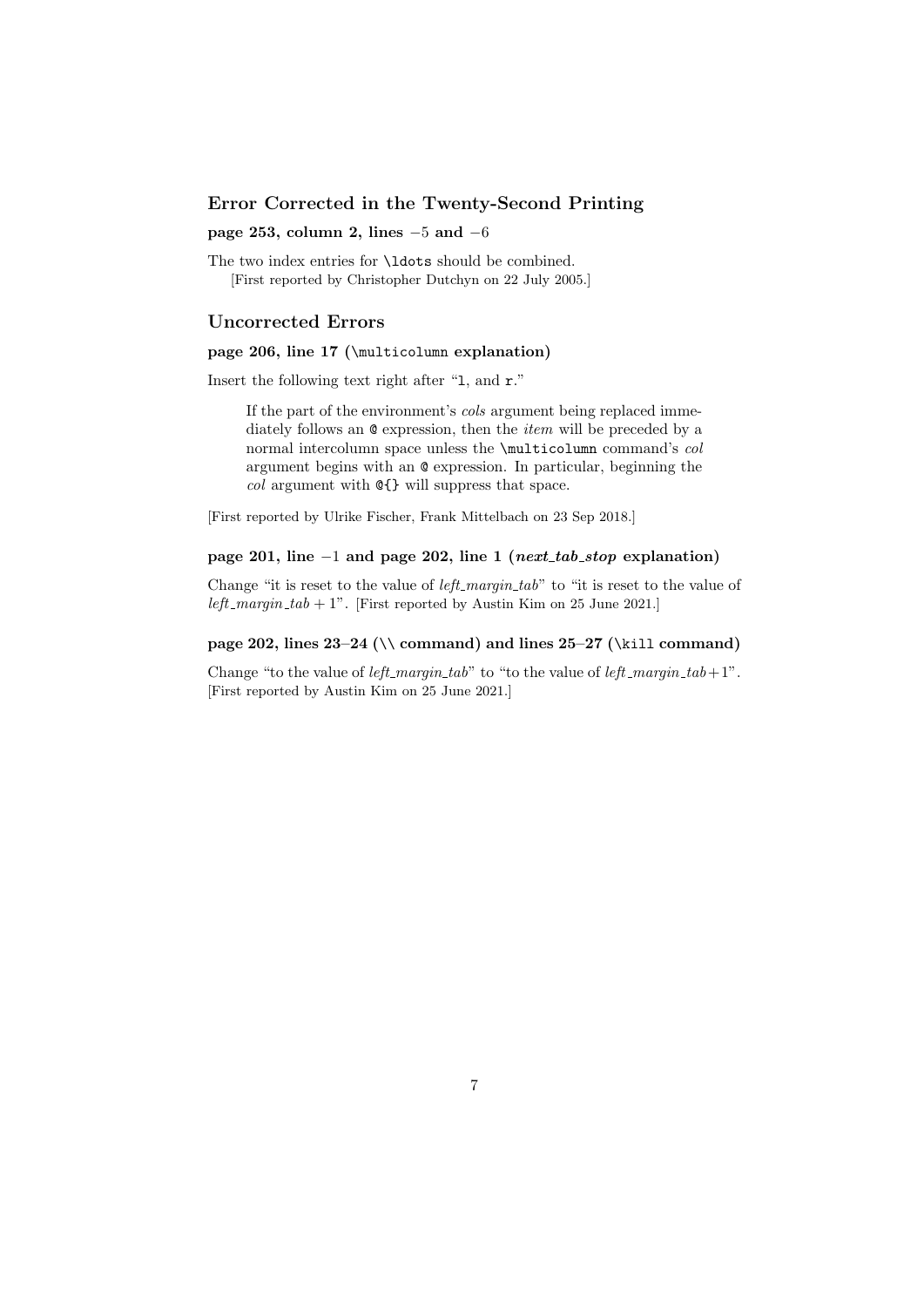## Error Corrected in the Twenty-Second Printing

### page 253, column 2, lines −5 and −6

The two index entries for `\ldots` should be combined.
[First reported by Christopher Dutchyn on 22 July 2005.]

## Uncorrected Errors

### page 206, line 17 (`\multicolumn` explanation)

Insert the following text right after "`l`, and `r`."

> If the part of the environment's *cols* argument being replaced immediately follows an `@` expression, then the *item* will be preceded by a normal intercolumn space unless the `\multicolumn` command's *col* argument begins with an `@` expression. In particular, beginning the *col* argument with `@{}` will suppress that space.

[First reported by Ulrike Fischer, Frank Mittelbach on 23 Sep 2018.]

### page 201, line −1 and page 202, line 1 (*next_tab_stop* explanation)

Change "it is reset to the value of *left_margin_tab*" to "it is reset to the value of *left_margin_tab* + 1". [First reported by Austin Kim on 25 June 2021.]

### page 202, lines 23–24 (`\\` command) and lines 25–27 (`\kill` command)

Change "to the value of *left_margin_tab*" to "to the value of *left_margin_tab* + 1". [First reported by Austin Kim on 25 June 2021.]